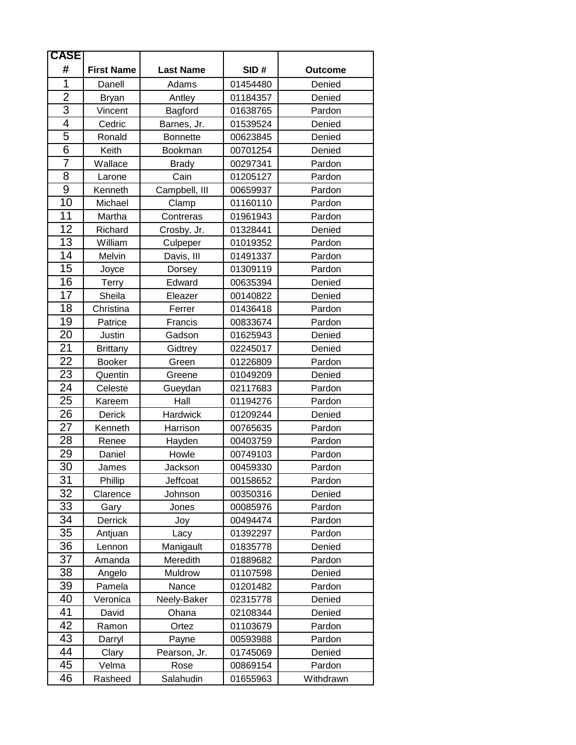| CASE # | First Name | Last Name | SID # | Outcome |
| --- | --- | --- | --- | --- |
| 1 | Danell | Adams | 01454480 | Denied |
| 2 | Bryan | Antley | 01184357 | Denied |
| 3 | Vincent | Bagford | 01638765 | Pardon |
| 4 | Cedric | Barnes, Jr. | 01539524 | Denied |
| 5 | Ronald | Bonnette | 00623845 | Denied |
| 6 | Keith | Bookman | 00701254 | Denied |
| 7 | Wallace | Brady | 00297341 | Pardon |
| 8 | Larone | Cain | 01205127 | Pardon |
| 9 | Kenneth | Campbell, III | 00659937 | Pardon |
| 10 | Michael | Clamp | 01160110 | Pardon |
| 11 | Martha | Contreras | 01961943 | Pardon |
| 12 | Richard | Crosby, Jr. | 01328441 | Denied |
| 13 | William | Culpeper | 01019352 | Pardon |
| 14 | Melvin | Davis, III | 01491337 | Pardon |
| 15 | Joyce | Dorsey | 01309119 | Pardon |
| 16 | Terry | Edward | 00635394 | Denied |
| 17 | Sheila | Eleazer | 00140822 | Denied |
| 18 | Christina | Ferrer | 01436418 | Pardon |
| 19 | Patrice | Francis | 00833674 | Pardon |
| 20 | Justin | Gadson | 01625943 | Denied |
| 21 | Brittany | Gidtrey | 02245017 | Denied |
| 22 | Booker | Green | 01226809 | Pardon |
| 23 | Quentin | Greene | 01049209 | Denied |
| 24 | Celeste | Gueydan | 02117683 | Pardon |
| 25 | Kareem | Hall | 01194276 | Pardon |
| 26 | Derick | Hardwick | 01209244 | Denied |
| 27 | Kenneth | Harrison | 00765635 | Pardon |
| 28 | Renee | Hayden | 00403759 | Pardon |
| 29 | Daniel | Howle | 00749103 | Pardon |
| 30 | James | Jackson | 00459330 | Pardon |
| 31 | Phillip | Jeffcoat | 00158652 | Pardon |
| 32 | Clarence | Johnson | 00350316 | Denied |
| 33 | Gary | Jones | 00085976 | Pardon |
| 34 | Derrick | Joy | 00494474 | Pardon |
| 35 | Antjuan | Lacy | 01392297 | Pardon |
| 36 | Lennon | Manigault | 01835778 | Denied |
| 37 | Amanda | Meredith | 01889682 | Pardon |
| 38 | Angelo | Muldrow | 01107598 | Denied |
| 39 | Pamela | Nance | 01201482 | Pardon |
| 40 | Veronica | Neely-Baker | 02315778 | Denied |
| 41 | David | Ohana | 02108344 | Denied |
| 42 | Ramon | Ortez | 01103679 | Pardon |
| 43 | Darryl | Payne | 00593988 | Pardon |
| 44 | Clary | Pearson, Jr. | 01745069 | Denied |
| 45 | Velma | Rose | 00869154 | Pardon |
| 46 | Rasheed | Salahudin | 01655963 | Withdrawn |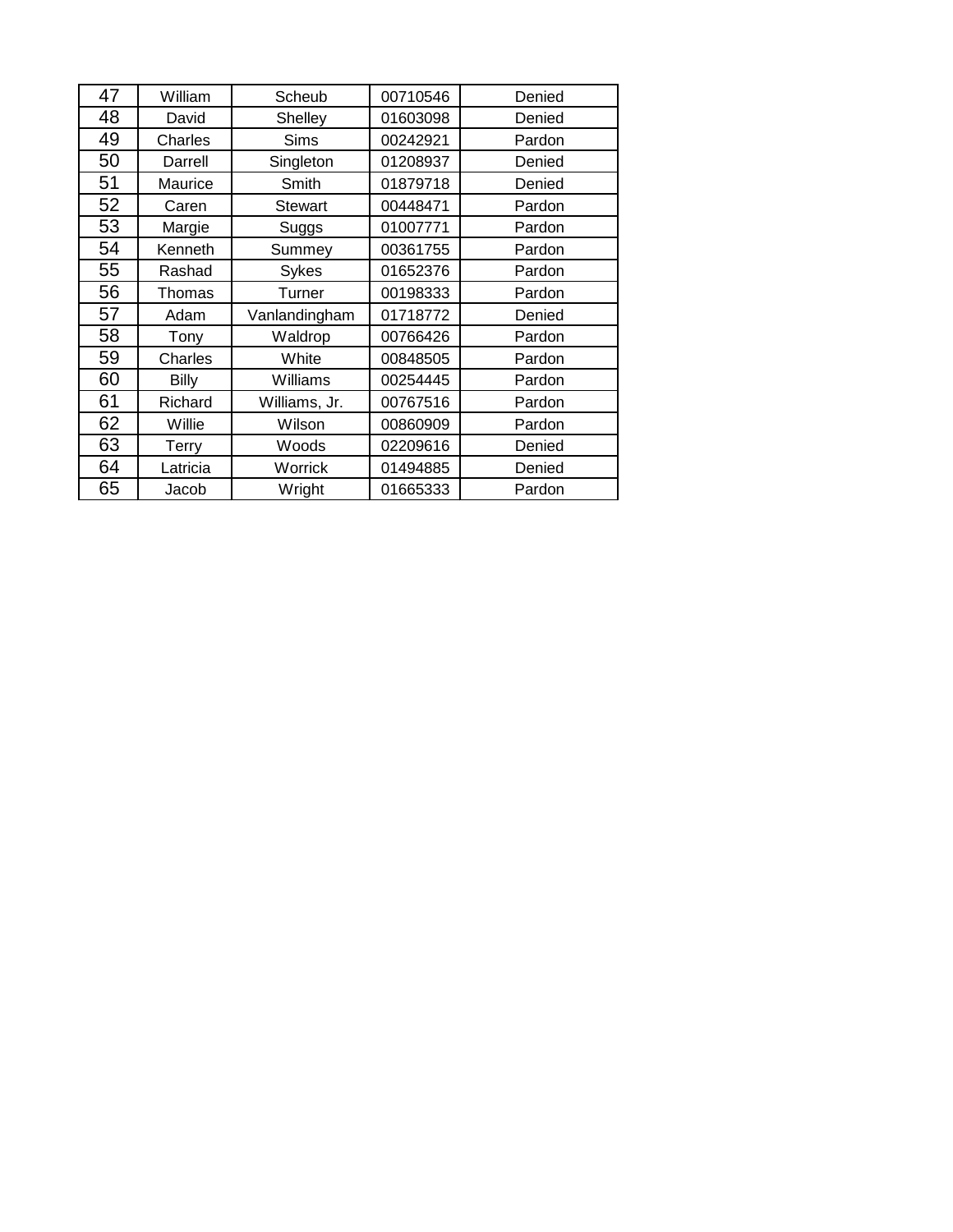| 47 | William | Scheub | 00710546 | Denied |
|---|---|---|---|---|
| 48 | David | Shelley | 01603098 | Denied |
| 49 | Charles | Sims | 00242921 | Pardon |
| 50 | Darrell | Singleton | 01208937 | Denied |
| 51 | Maurice | Smith | 01879718 | Denied |
| 52 | Caren | Stewart | 00448471 | Pardon |
| 53 | Margie | Suggs | 01007771 | Pardon |
| 54 | Kenneth | Summey | 00361755 | Pardon |
| 55 | Rashad | Sykes | 01652376 | Pardon |
| 56 | Thomas | Turner | 00198333 | Pardon |
| 57 | Adam | Vanlandingham | 01718772 | Denied |
| 58 | Tony | Waldrop | 00766426 | Pardon |
| 59 | Charles | White | 00848505 | Pardon |
| 60 | Billy | Williams | 00254445 | Pardon |
| 61 | Richard | Williams, Jr. | 00767516 | Pardon |
| 62 | Willie | Wilson | 00860909 | Pardon |
| 63 | Terry | Woods | 02209616 | Denied |
| 64 | Latricia | Worrick | 01494885 | Denied |
| 65 | Jacob | Wright | 01665333 | Pardon |